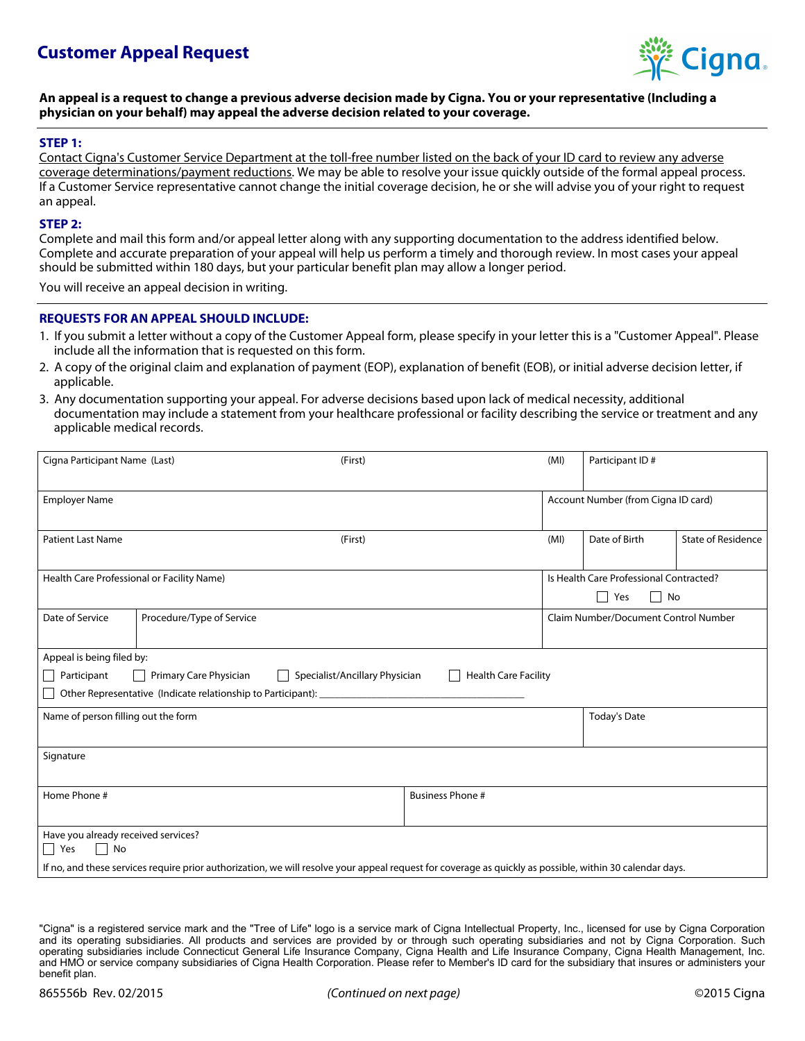# Customer Appeal Request

Cigna

**An appeal is a request to change a previous adverse decision made by Cigna. You or your representative (Including a physician on your behalf) may appeal the adverse decision related to your coverage.**

**STEP 1:**

Contact Cigna's Customer Service Department at the toll-free number listed on the back of your ID card to review any adverse coverage determinations/payment reductions. We may be able to resolve your issue quickly outside of the formal appeal process. If a Customer Service representative cannot change the initial coverage decision, he or she will advise you of your right to request an appeal.

**STEP 2:**

Complete and mail this form and/or appeal letter along with any supporting documentation to the address identified below. Complete and accurate preparation of your appeal will help us perform a timely and thorough review. In most cases your appeal should be submitted within 180 days, but your particular benefit plan may allow a longer period.

You will receive an appeal decision in writing.

**REQUESTS FOR AN APPEAL SHOULD INCLUDE:**

1. If you submit a letter without a copy of the Customer Appeal form, please specify in your letter this is a "Customer Appeal". Please include all the information that is requested on this form.
2. A copy of the original claim and explanation of payment (EOP), explanation of benefit (EOB), or initial adverse decision letter, if applicable.
3. Any documentation supporting your appeal. For adverse decisions based upon lack of medical necessity, additional documentation may include a statement from your healthcare professional or facility describing the service or treatment and any applicable medical records.

| Cigna Participant Name (Last) | (First) | (MI) | Participant ID # |
|---|---|---|---|
| Employer Name | | | Account Number (from Cigna ID card) |
| Patient Last Name | (First) | (MI) | Date of Birth / State of Residence |
| Health Care Professional or Facility Name) | | | Is Health Care Professional Contracted? ☐ Yes ☐ No |
| Date of Service | Procedure/Type of Service | | Claim Number/Document Control Number |

Appeal is being filed by:

☐ Participant ☐ Primary Care Physician ☐ Specialist/Ancillary Physician ☐ Health Care Facility

☐ Other Representative (Indicate relationship to Participant): ______________________________

| Name of person filling out the form | Today's Date |
|---|---|
| Signature | |
| Home Phone # | Business Phone # |

Have you already received services?

☐ Yes ☐ No

If no, and these services require prior authorization, we will resolve your appeal request for coverage as quickly as possible, within 30 calendar days.

"Cigna" is a registered service mark and the "Tree of Life" logo is a service mark of Cigna Intellectual Property, Inc., licensed for use by Cigna Corporation and its operating subsidiaries. All products and services are provided by or through such operating subsidiaries and not by Cigna Corporation. Such operating subsidiaries include Connecticut General Life Insurance Company, Cigna Health and Life Insurance Company, Cigna Health Management, Inc. and HMO or service company subsidiaries of Cigna Health Corporation. Please refer to Member's ID card for the subsidiary that insures or administers your benefit plan.

865556b Rev. 02/2015 *(Continued on next page)* ©2015 Cigna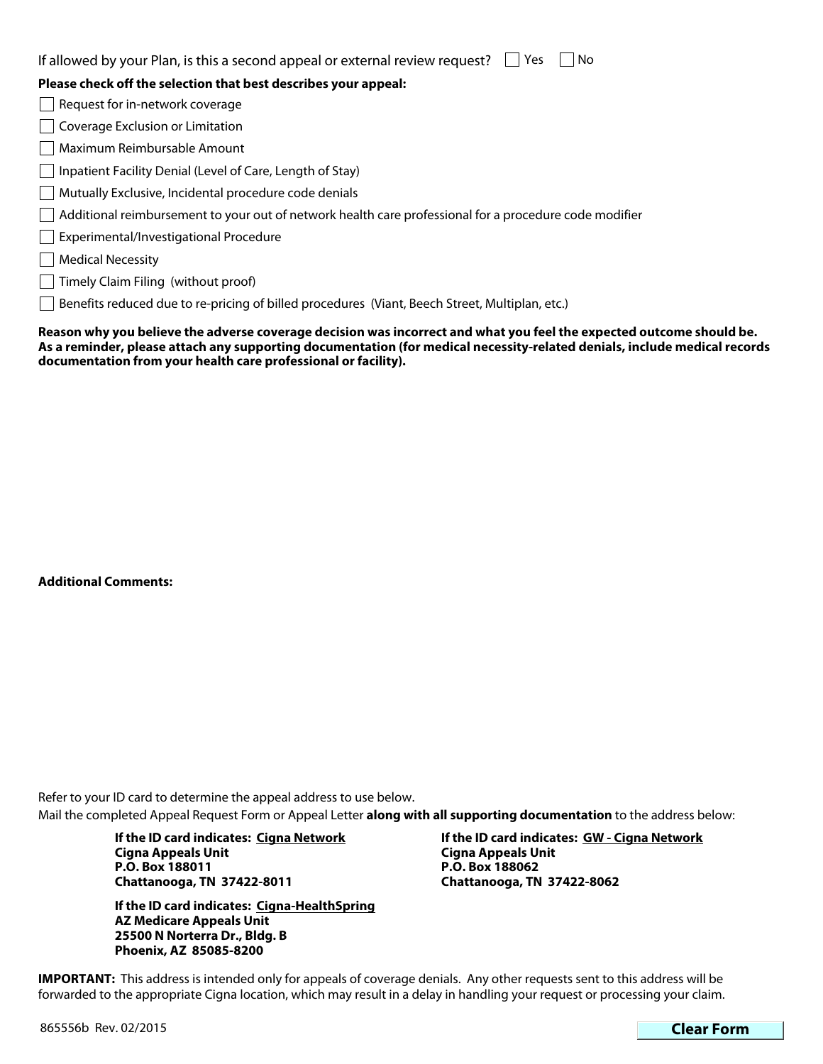If allowed by your Plan, is this a second appeal or external review request? ☐ Yes ☐ No

**Please check off the selection that best describes your appeal:**

- ☐ Request for in-network coverage
- ☐ Coverage Exclusion or Limitation
- ☐ Maximum Reimbursable Amount
- ☐ Inpatient Facility Denial (Level of Care, Length of Stay)
- ☐ Mutually Exclusive, Incidental procedure code denials
- ☐ Additional reimbursement to your out of network health care professional for a procedure code modifier
- ☐ Experimental/Investigational Procedure
- ☐ Medical Necessity
- ☐ Timely Claim Filing (without proof)
- ☐ Benefits reduced due to re-pricing of billed procedures (Viant, Beech Street, Multiplan, etc.)

**Reason why you believe the adverse coverage decision was incorrect and what you feel the expected outcome should be. As a reminder, please attach any supporting documentation (for medical necessity-related denials, include medical records documentation from your health care professional or facility).**

**Additional Comments:**

Refer to your ID card to determine the appeal address to use below.
Mail the completed Appeal Request Form or Appeal Letter **along with all supporting documentation** to the address below:

**If the ID card indicates: Cigna Network**
**Cigna Appeals Unit**
**P.O. Box 188011**
**Chattanooga, TN 37422-8011**

**If the ID card indicates: GW - Cigna Network**
**Cigna Appeals Unit**
**P.O. Box 188062**
**Chattanooga, TN 37422-8062**

**If the ID card indicates: Cigna-HealthSpring**
**AZ Medicare Appeals Unit**
**25500 N Norterra Dr., Bldg. B**
**Phoenix, AZ 85085-8200**

**IMPORTANT:** This address is intended only for appeals of coverage denials. Any other requests sent to this address will be forwarded to the appropriate Cigna location, which may result in a delay in handling your request or processing your claim.

865556b Rev. 02/2015

Clear Form